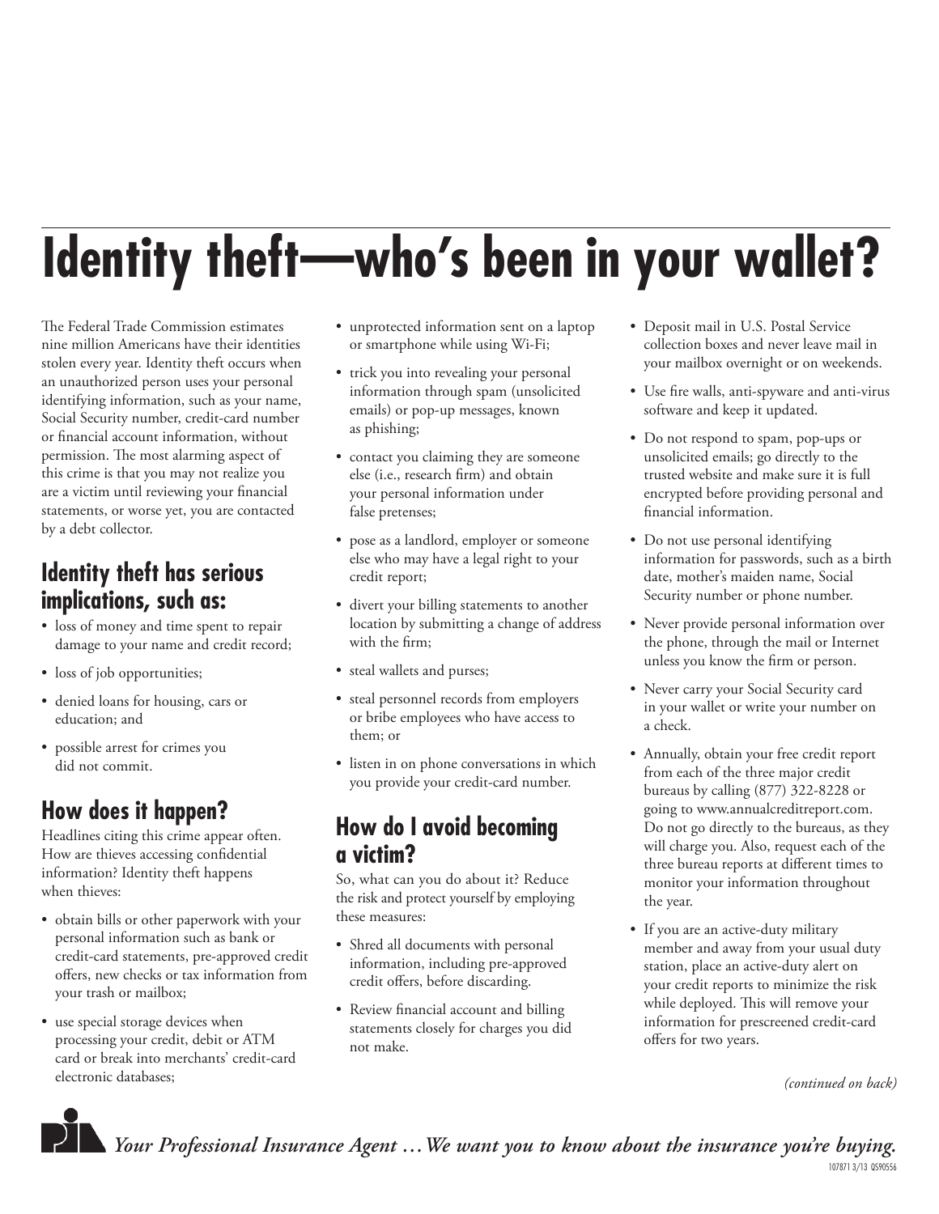# Identity theft—who's been in your wallet?

The Federal Trade Commission estimates nine million Americans have their identities stolen every year. Identity theft occurs when an unauthorized person uses your personal identifying information, such as your name, Social Security number, credit-card number or financial account information, without permission. The most alarming aspect of this crime is that you may not realize you are a victim until reviewing your financial statements, or worse yet, you are contacted by a debt collector.

## Identity theft has serious implications, such as:

- loss of money and time spent to repair damage to your name and credit record;
- loss of job opportunities;
- denied loans for housing, cars or education; and
- possible arrest for crimes you did not commit.

## How does it happen?

Headlines citing this crime appear often. How are thieves accessing confidential information? Identity theft happens when thieves:

- obtain bills or other paperwork with your personal information such as bank or credit-card statements, pre-approved credit offers, new checks or tax information from your trash or mailbox;
- use special storage devices when processing your credit, debit or ATM card or break into merchants' credit-card electronic databases;
- unprotected information sent on a laptop or smartphone while using Wi-Fi;
- trick you into revealing your personal information through spam (unsolicited emails) or pop-up messages, known as phishing;
- contact you claiming they are someone else (i.e., research firm) and obtain your personal information under false pretenses;
- pose as a landlord, employer or someone else who may have a legal right to your credit report;
- divert your billing statements to another location by submitting a change of address with the firm;
- steal wallets and purses;
- steal personnel records from employers or bribe employees who have access to them; or
- listen in on phone conversations in which you provide your credit-card number.

## How do I avoid becoming a victim?

So, what can you do about it? Reduce the risk and protect yourself by employing these measures:

- Shred all documents with personal information, including pre-approved credit offers, before discarding.
- Review financial account and billing statements closely for charges you did not make.
- Deposit mail in U.S. Postal Service collection boxes and never leave mail in your mailbox overnight or on weekends.
- Use fire walls, anti-spyware and anti-virus software and keep it updated.
- Do not respond to spam, pop-ups or unsolicited emails; go directly to the trusted website and make sure it is full encrypted before providing personal and financial information.
- Do not use personal identifying information for passwords, such as a birth date, mother's maiden name, Social Security number or phone number.
- Never provide personal information over the phone, through the mail or Internet unless you know the firm or person.
- Never carry your Social Security card in your wallet or write your number on a check.
- Annually, obtain your free credit report from each of the three major credit bureaus by calling (877) 322-8228 or going to www.annualcreditreport.com. Do not go directly to the bureaus, as they will charge you. Also, request each of the three bureau reports at different times to monitor your information throughout the year.
- If you are an active-duty military member and away from your usual duty station, place an active-duty alert on your credit reports to minimize the risk while deployed. This will remove your information for prescreened credit-card offers for two years.

*(continued on back)*

*Your Professional Insurance Agent …We want you to know about the insurance you're buying.*

107871 3/13 QS90556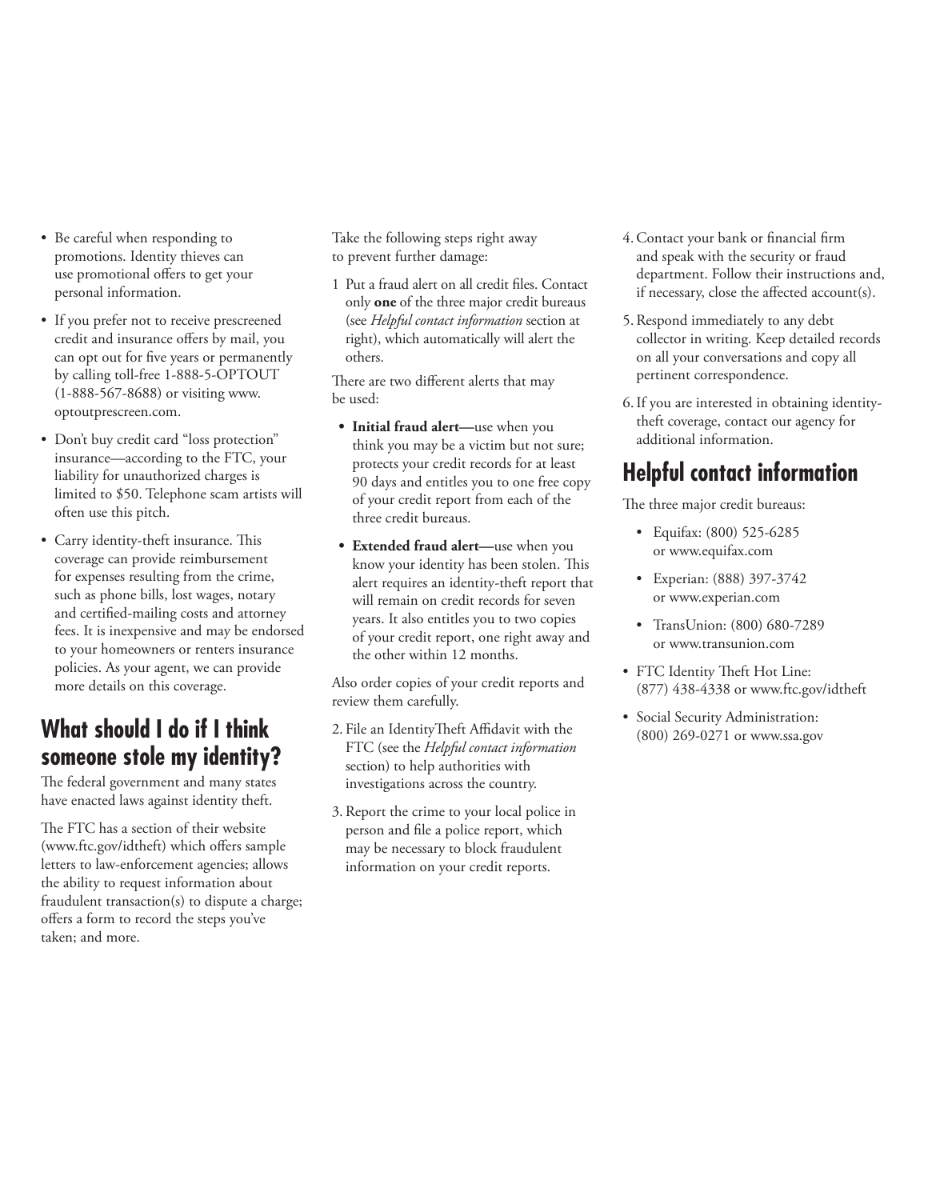- Be careful when responding to promotions. Identity thieves can use promotional offers to get your personal information.
- If you prefer not to receive prescreened credit and insurance offers by mail, you can opt out for five years or permanently by calling toll-free 1-888-5-OPTOUT (1-888-567-8688) or visiting www.optoutprescreen.com.
- Don't buy credit card "loss protection" insurance—according to the FTC, your liability for unauthorized charges is limited to $50. Telephone scam artists will often use this pitch.
- Carry identity-theft insurance. This coverage can provide reimbursement for expenses resulting from the crime, such as phone bills, lost wages, notary and certified-mailing costs and attorney fees. It is inexpensive and may be endorsed to your homeowners or renters insurance policies. As your agent, we can provide more details on this coverage.

## What should I do if I think someone stole my identity?

The federal government and many states have enacted laws against identity theft.

The FTC has a section of their website (www.ftc.gov/idtheft) which offers sample letters to law-enforcement agencies; allows the ability to request information about fraudulent transaction(s) to dispute a charge; offers a form to record the steps you've taken; and more.

Take the following steps right away to prevent further damage:

1 Put a fraud alert on all credit files. Contact only **one** of the three major credit bureaus (see *Helpful contact information* section at right), which automatically will alert the others.

There are two different alerts that may be used:

- **Initial fraud alert—**use when you think you may be a victim but not sure; protects your credit records for at least 90 days and entitles you to one free copy of your credit report from each of the three credit bureaus.
- **Extended fraud alert—**use when you know your identity has been stolen. This alert requires an identity-theft report that will remain on credit records for seven years. It also entitles you to two copies of your credit report, one right away and the other within 12 months.

Also order copies of your credit reports and review them carefully.

2. File an IdentityTheft Affidavit with the FTC (see the *Helpful contact information* section) to help authorities with investigations across the country.
3. Report the crime to your local police in person and file a police report, which may be necessary to block fraudulent information on your credit reports.
4. Contact your bank or financial firm and speak with the security or fraud department. Follow their instructions and, if necessary, close the affected account(s).
5. Respond immediately to any debt collector in writing. Keep detailed records on all your conversations and copy all pertinent correspondence.
6. If you are interested in obtaining identity-theft coverage, contact our agency for additional information.

## Helpful contact information

The three major credit bureaus:

- Equifax: (800) 525-6285 or www.equifax.com
- Experian: (888) 397-3742 or www.experian.com
- TransUnion: (800) 680-7289 or www.transunion.com

- FTC Identity Theft Hot Line: (877) 438-4338 or www.ftc.gov/idtheft
- Social Security Administration: (800) 269-0271 or www.ssa.gov